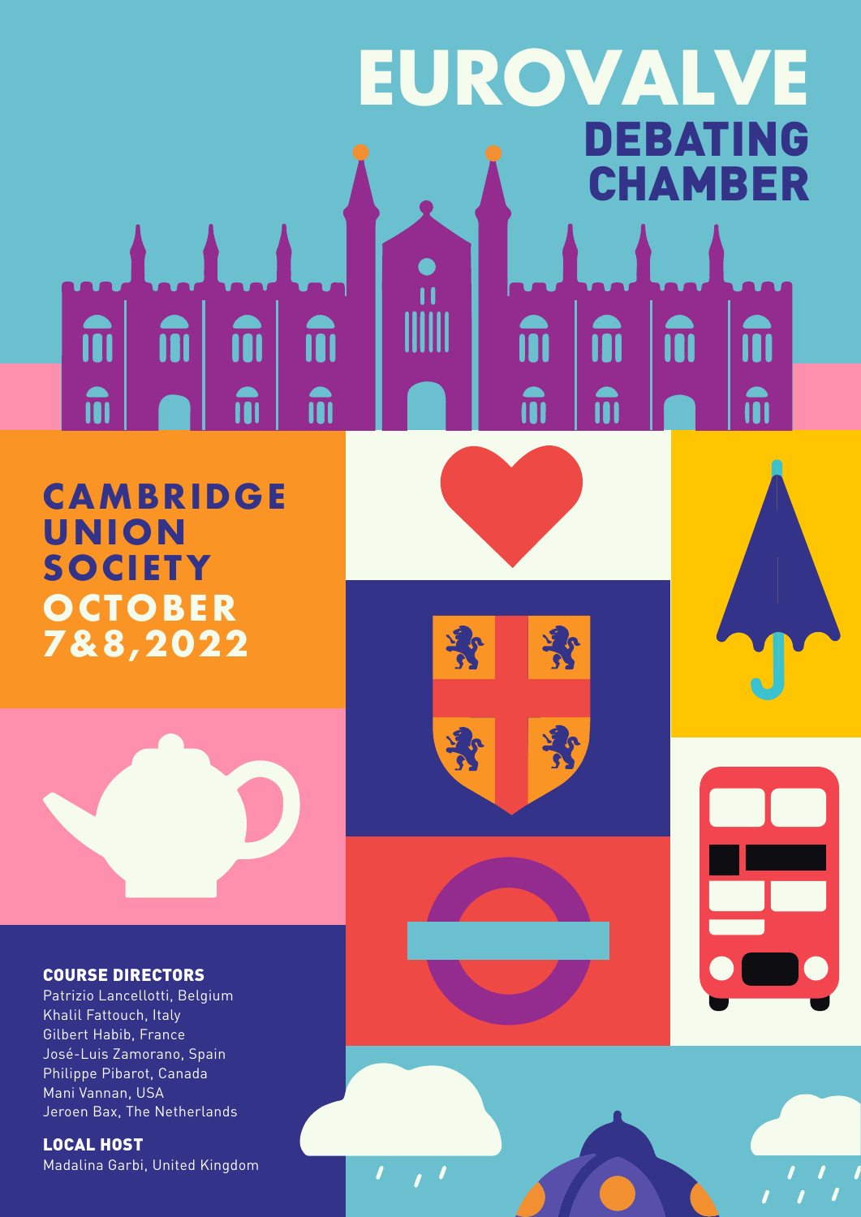# EUROVALVE

## DEBATING CHAMBER

**CAMBRIDGE UNION SOCIETY**

**OCTOBER 7&8,2022**

### COURSE DIRECTORS

Patrizio Lancellotti, Belgium
Khalil Fattouch, Italy
Gilbert Habib, France
José-Luis Zamorano, Spain
Philippe Pibarot, Canada
Mani Vannan, USA
Jeroen Bax, The Netherlands

### LOCAL HOST

Madalina Garbi, United Kingdom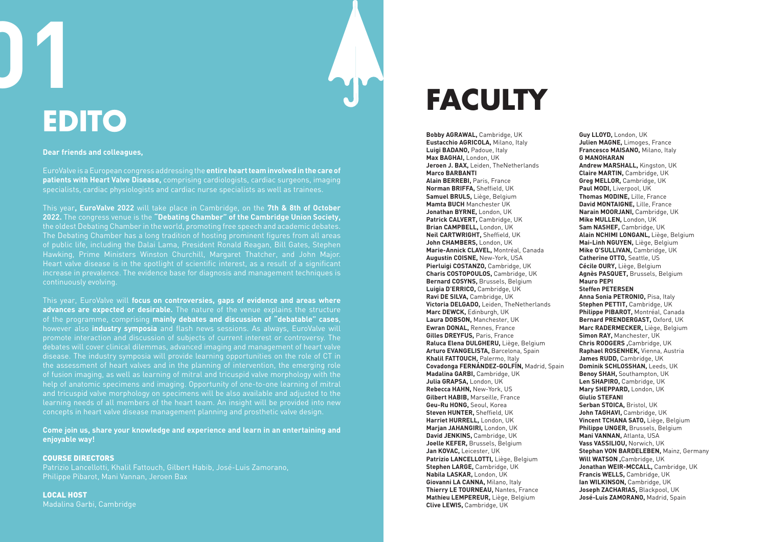# 01

# EDITO

**Dear friends and colleagues,**

EuroValve is a European congress addressing the **entire heart team involved in the care of patients with Heart Valve Disease,** comprising cardiologists, cardiac surgeons, imaging specialists, cardiac physiologists and cardiac nurse specialists as well as trainees.

This year**, EuroValve 2022** will take place in Cambridge, on the **7th & 8th of October 2022.** The congress venue is the **"Debating Chamber" of the Cambridge Union Society,** the oldest Debating Chamber in the world, promoting free speech and academic debates. The Debating Chamber has a long tradition of hosting prominent figures from all areas of public life, including the Dalai Lama, President Ronald Reagan, Bill Gates, Stephen Hawking, Prime Ministers Winston Churchill, Margaret Thatcher, and John Major. Heart valve disease is in the spotlight of scientific interest, as a result of a significant increase in prevalence. The evidence base for diagnosis and management techniques is continuously evolving.

This year, EuroValve will **focus on controversies, gaps of evidence and areas where advances are expected or desirable.** The nature of the venue explains the structure of the programme, comprising **mainly debates and discussion of "debatable" cases**, however also **industry symposia** and flash news sessions. As always, EuroValve will promote interaction and discussion of subjects of current interest or controversy. The debates will cover clinical dilemmas, advanced imaging and management of heart valve disease. The industry symposia will provide learning opportunities on the role of CT in the assessment of heart valves and in the planning of intervention, the emerging role of fusion imaging, as well as learning of mitral and tricuspid valve morphology with the help of anatomic specimens and imaging. Opportunity of one-to-one learning of mitral and tricuspid valve morphology on specimens will be also available and adjusted to the learning needs of all members of the heart team. An insight will be provided into new concepts in heart valve disease management planning and prosthetic valve design.

**Come join us, share your knowledge and experience and learn in an entertaining and enjoyable way!**

### COURSE DIRECTORS

Patrizio Lancellotti, Khalil Fattouch, Gilbert Habib, José-Luis Zamorano, Philippe Pibarot, Mani Vannan, Jeroen Bax

### LOCAL HOST

Madalina Garbi, Cambridge

# FACULTY

**Bobby AGRAWAL,** Cambridge, UK
**Eustacchio AGRICOLA,** Milano, Italy
**Luigi BADANO,** Padoue, Italy
**Max BAGHAI,** London, UK
**Jeroen J. BAX,** Leiden, TheNetherlands
**Marco BARBANTI**
**Alain BERREBI,** Paris, France
**Norman BRIFFA,** Sheffield, UK
**Samuel BRULS,** Liège, Belgium
**Mamta BUCH** Manchester UK
**Jonathan BYRNE,** London, UK
**Patrick CALVERT,** Cambridge, UK
**Brian CAMPBELL,** London, UK
**Neil CARTWRIGHT,** Sheffield, UK
**John CHAMBERS,** London, UK
**Marie-Annick CLAVEL,** Montréal, Canada
**Augustin COISNE,** New-York, USA
**Pierluigi COSTANZO,** Cambridge, UK
**Charis COSTOPOULOS,** Cambridge, UK
**Bernard COSYNS,** Brussels, Belgium
**Luigia D'ERRICO,** Cambridge, UK
**Ravi DE SILVA,** Cambridge, UK
**Victoria DELGADO,** Leiden, TheNetherlands
**Marc DEWCK,** Edinburgh, UK
**Laura DOBSON,** Manchester, UK
**Ewran DONAL,** Rennes, France
**Gilles DREYFUS,** Paris, France
**Raluca Elena DULGHERU,** Liège, Belgium
**Arturo EVANGELISTA,** Barcelona, Spain
**Khalil FATTOUCH,** Palermo, Italy
**Covadonga FERNÁNDEZ-GOLFÍN,** Madrid, Spain
**Madalina GARBI,** Cambridge, UK
**Julia GRAPSA,** London, UK
**Rebecca HAHN,** New-York, US
**Gilbert HABIB,** Marseille, France
**Geu-Ru HONG,** Seoul, Korea
**Steven HUNTER,** Sheffield, UK
**Harriet HURRELL,** London, UK
**Marjan JAHANGIRI,** London, UK
**David JENKINS,** Cambridge, UK
**Joelle KEFER,** Brussels, Belgium
**Jan KOVAC,** Leicester, UK
**Patrizio LANCELLOTTI,** Liège, Belgium
**Stephen LARGE,** Cambridge, UK
**Nabila LASKAR,** London, UK
**Giovanni LA CANNA,** Milano, Italy
**Thierry LE TOURNEAU,** Nantes, France
**Mathieu LEMPEREUR,** Liège, Belgium
**Clive LEWIS,** Cambridge, UK
**Guy LLOYD,** London, UK
**Julien MAGNE,** Limoges, France
**Francesco MAISANO,** Milano, Italy
**G MANOHARAN**
**Andrew MARSHALL,** Kingston, UK
**Claire MARTIN,** Cambridge, UK
**Greg MELLOR,** Cambridge, UK
**Paul MODI,** Liverpool, UK
**Thomas MODINE,** Lille, France
**David MONTAIGNE,** Lille, France
**Narain MOORJANI,** Cambridge, UK
**Mike MULLEN,** London, UK
**Sam NASHEF,** Cambridge, UK
**Alain NCHIMI LONGANL,** Liège, Belgium
**Mai-Linh NGUYEN,** Liège, Belgium
**Mike O'SULLIVAN,** Cambridge, UK
**Catherine OTTO,** Seattle, US
**Cécile OURY,** Liège, Belgium
**Agnès PASQUET,** Brussels, Belgium
**Mauro PEPI**
**Steffen PETERSEN**
**Anna Sonia PETRONIO,** Pisa, Italy
**Stephen PETTIT,** Cambridge, UK
**Philippe PIBAROT,** Montréal, Canada
**Bernard PRENDERGAST,** Oxford, UK
**Marc RADERMECKER,** Liège, Belgium
**Simon RAY,** Manchester, UK
**Chris RODGERS ,**Cambridge, UK
**Raphael ROSENHEK,** Vienna, Austria
**James RUDD,** Cambridge, UK
**Dominik SCHLOSSHAN,** Leeds, UK
**Benoy SHAH,** Southampton, UK
**Len SHAPIRO,** Cambridge, UK
**Mary SHEPPARD,** London, UK
**Giulio STEFANI**
**Serban STOICA,** Bristol, UK
**John TAGHAVI,** Cambridge, UK
**Vincent TCHANA SATO,** Liège, Belgium
**Philippe UNGER,** Brussels, Belgium
**Mani VANNAN,** Atlanta, USA
**Vass VASSILIOU,** Norwich, UK
**Stephan VON BARDELEBEN,** Mainz, Germany
**Will WATSON ,**Cambridge, UK
**Jonathan WEIR-MCCALL,** Cambridge, UK
**Francis WELLS,** Cambridge, UK
**Ian WILKINSON,** Cambridge, UK
**Joseph ZACHARIAS,** Blackpool, UK
**José-Luis ZAMORANO,** Madrid, Spain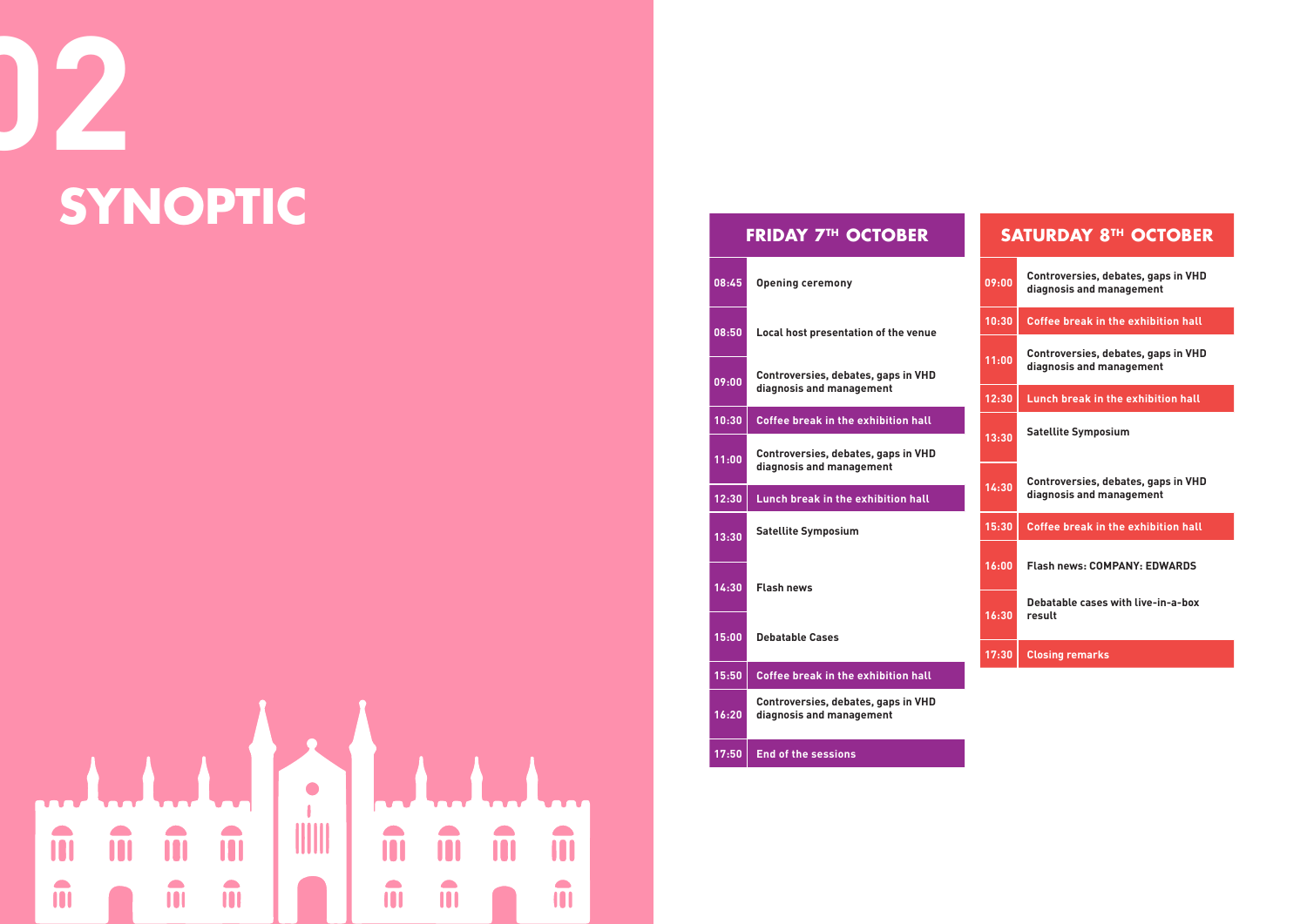# 02

# SYNOPTIC

| FRIDAY 7TH OCTOBER | |
|---|---|
| 08:45 | Opening ceremony |
| 08:50 | Local host presentation of the venue |
| 09:00 | Controversies, debates, gaps in VHD diagnosis and management |
| 10:30 | Coffee break in the exhibition hall |
| 11:00 | Controversies, debates, gaps in VHD diagnosis and management |
| 12:30 | Lunch break in the exhibition hall |
| 13:30 | Satellite Symposium |
| 14:30 | Flash news |
| 15:00 | Debatable Cases |
| 15:50 | Coffee break in the exhibition hall |
| 16:20 | Controversies, debates, gaps in VHD diagnosis and management |
| 17:50 | End of the sessions |

| SATURDAY 8TH OCTOBER | |
|---|---|
| 09:00 | Controversies, debates, gaps in VHD diagnosis and management |
| 10:30 | Coffee break in the exhibition hall |
| 11:00 | Controversies, debates, gaps in VHD diagnosis and management |
| 12:30 | Lunch break in the exhibition hall |
| 13:30 | Satellite Symposium |
| 14:30 | Controversies, debates, gaps in VHD diagnosis and management |
| 15:30 | Coffee break in the exhibition hall |
| 16:00 | Flash news: COMPANY: EDWARDS |
| 16:30 | Debatable cases with live-in-a-box result |
| 17:30 | Closing remarks |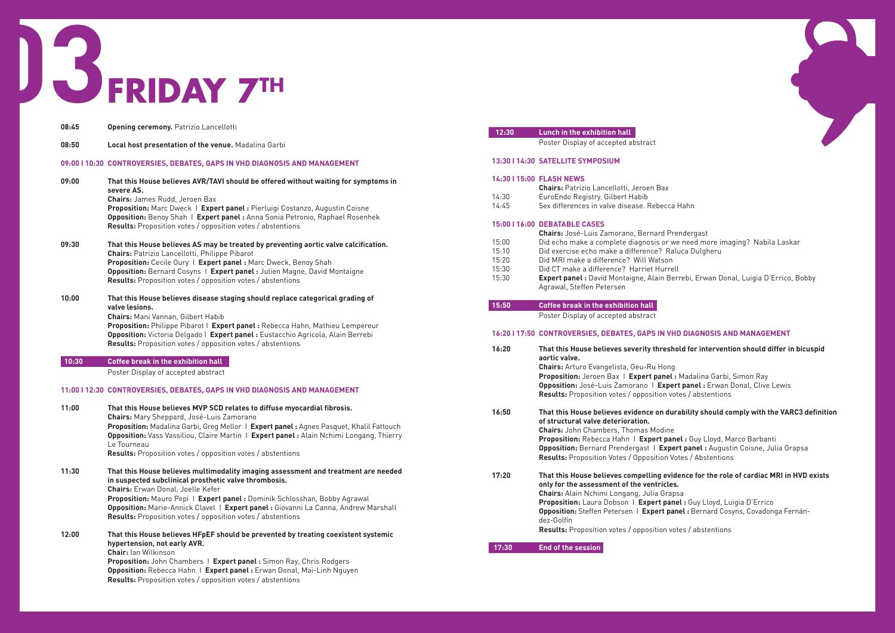# 03 FRIDAY 7TH

**08:45** **Opening ceremony.** Patrizio Lancellotti

**08:50** **Local host presentation of the venue.** Madalina Garbi

## 09:00 I 10:30 CONTROVERSIES, DEBATES, GAPS IN VHD DIAGNOSIS AND MANAGEMENT

**09:00** **That this House believes AVR/TAVI should be offered without waiting for symptoms in severe AS.**
**Chairs:** James Rudd, Jeroen Bax
**Proposition:** Marc Dweck I **Expert panel :** Pierluigi Costanzo, Augustin Coisne
**Opposition:** Benoy Shah I **Expert panel :** Anna Sonia Petronio, Raphael Rosenhek
**Results:** Proposition votes / opposition votes / abstentions

**09:30** **That this House believes AS may be treated by preventing aortic valve calcification.**
**Chairs:** Patrizio Lancellotti, Philippe Pibarot
**Proposition:** Cecile Oury I **Expert panel :** Marc Dweck, Benoy Shah
**Opposition:** Bernard Cosyns I **Expert panel :** Julien Magne, David Montaigne
**Results:** Proposition votes / opposition votes / abstentions

**10:00** **That this House believes disease staging should replace categorical grading of valve lesions.**
**Chairs:** Mani Vannan, Gilbert Habib
**Proposition:** Philippe Pibarot I **Expert panel :** Rebecca Hahn, Mathieu Lempereur
**Opposition:** Victoria Delgado I **Expert panel :** Eustacchio Agricola, Alain Berrebi
**Results:** Proposition votes / opposition votes / abstentions

**10:30** **Coffee break in the exhibition hall**
Poster Display of accepted abstract

## 11:00 I 12:30 CONTROVERSIES, DEBATES, GAPS IN VHD DIAGNOSIS AND MANAGEMENT

**11:00** **That this House believes MVP SCD relates to diffuse myocardial fibrosis.**
**Chairs:** Mary Sheppard, José-Luis Zamorano
**Proposition:** Madalina Garbi, Greg Mellor I **Expert panel :** Agnes Pasquet, Khalil Fattouch
**Opposition:** Vass Vassiliou, Claire Martin I **Expert panel :** Alain Nchimi Longang, Thierry Le Tourneau
**Results:** Proposition votes / opposition votes / abstentions

**11:30** **That this House believes multimodality imaging assessment and treatment are needed in suspected subclinical prosthetic valve thrombosis.**
**Chairs:** Erwan Donal, Joelle Kefer
**Proposition:** Mauro Pepi I **Expert panel :** Dominik Schlosshan, Bobby Agrawal
**Opposition:** Marie-Annick Clavel I **Expert panel :** Giovanni La Canna, Andrew Marshall
**Results:** Proposition votes / opposition votes / abstentions

**12:00** **That this House believes HFpEF should be prevented by treating coexistent systemic hypertension, not early AVR.**
**Chair:** Ian Wilkinson
**Proposition:** John Chambers I **Expert panel :** Simon Ray, Chris Rodgers
**Opposition:** Rebecca Hahn I **Expert panel :** Erwan Donal, Mai-Linh Nguyen
**Results:** Proposition votes / opposition votes / abstentions

**12:30** **Lunch in the exhibition hall**
Poster Display of accepted abstract

## 13:30 I 14:30 SATELLITE SYMPOSIUM

## 14:30 I 15:00 FLASH NEWS

**Chairs:** Patrizio Lancellotti, Jeroen Bax

14:30 EuroEndo Registry. Gilbert Habib
14:45 Sex differences in valve disease. Rebecca Hahn

## 15:00 I 16:00 DEBATABLE CASES

**Chairs:** José-Luis Zamorano, Bernard Prendergast

15:00 Did echo make a complete diagnosis or we need more imaging? Nabila Laskar
15:10 Did exercise echo make a difference? Raluca Dulgheru
15:20 Did MRI make a difference? Will Watson
15:30 Did CT make a difference? Harriet Hurrell
15:30 **Expert panel :** David Montaigne, Alain Berrebi, Erwan Donal, Luigia D'Errico, Bobby Agrawal, Steffen Petersen

**15:50** **Coffee break in the exhibition hall**
Poster Display of accepted abstract

## 16:20 I 17:50 CONTROVERSIES, DEBATES, GAPS IN VHD DIAGNOSIS AND MANAGEMENT

**16:20** **That this House believes severity threshold for intervention should differ in bicuspid aortic valve.**
**Chairs:** Arturo Evangelista, Geu-Ru Hong
**Proposition:** Jeroen Bax I **Expert panel :** Madalina Garbi, Simon Ray
**Opposition:** José-Luis Zamorano I **Expert panel :** Erwan Donal, Clive Lewis
**Results:** Proposition votes / opposition votes / abstentions

**16:50** **That this House believes evidence on durability should comply with the VARC3 definition of structural valve deterioration.**
**Chairs:** John Chambers, Thomas Modine
**Proposition:** Rebecca Hahn I **Expert panel :** Guy Lloyd, Marco Barbanti
**Opposition:** Bernard Prendergast I **Expert panel :** Augustin Coisne, Julia Grapsa
**Results:** Proposition Votes / Opposition Votes / Abstentions

**17:20** **That this House believes compelling evidence for the role of cardiac MRI in HVD exists only for the assessment of the ventricles.**
**Chairs:** Alain Nchimi Longang, Julia Grapsa
**Proposition:** Laura Dobson I **Expert panel :** Guy Lloyd, Luigia D'Errico
**Opposition:** Steffen Petersen I **Expert panel :** Bernard Cosyns, Covadonga Fernán-dez-Golfín
**Results:** Proposition votes / opposition votes / abstentions

**17:30** **End of the session**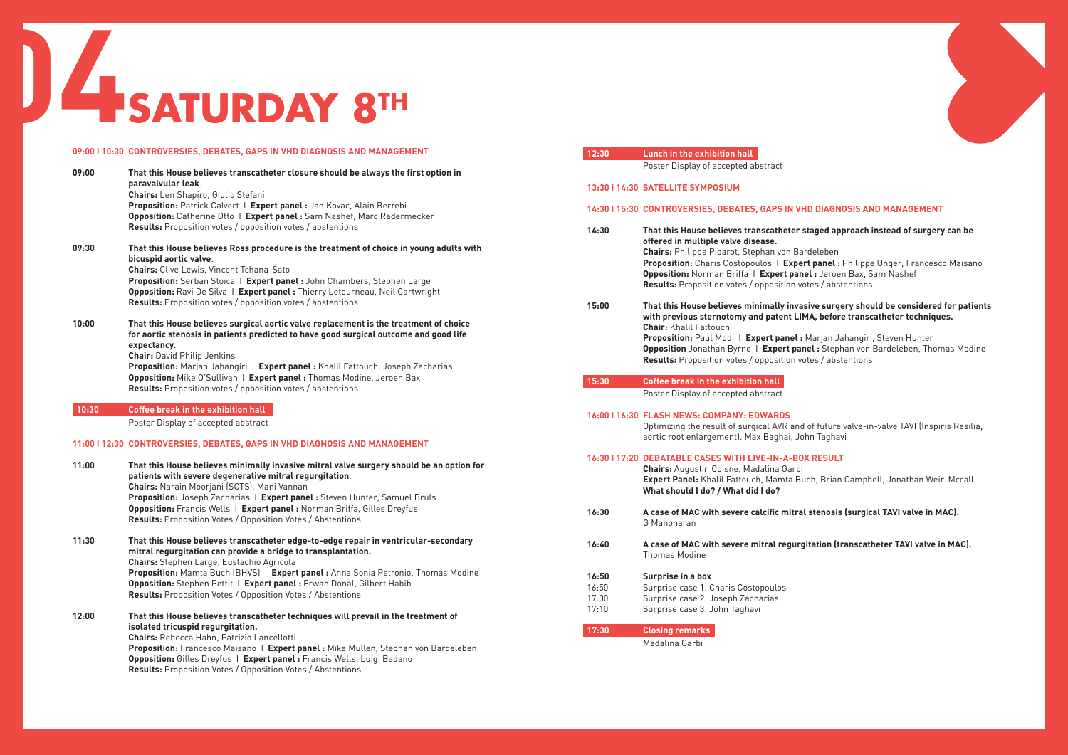# 04 SATURDAY 8TH

## 09:00 I 10:30 CONTROVERSIES, DEBATES, GAPS IN VHD DIAGNOSIS AND MANAGEMENT

**09:00** **That this House believes transcatheter closure should be always the first option in paravalvular leak**.
**Chairs:** Len Shapiro, Giulio Stefani
**Proposition:** Patrick Calvert I **Expert panel :** Jan Kovac, Alain Berrebi
**Opposition:** Catherine Otto I **Expert panel :** Sam Nashef, Marc Radermecker
**Results:** Proposition votes / opposition votes / abstentions

**09:30** **That this House believes Ross procedure is the treatment of choice in young adults with bicuspid aortic valve**.
**Chairs:** Clive Lewis, Vincent Tchana-Sato
**Proposition:** Serban Stoica I **Expert panel :** John Chambers, Stephen Large
**Opposition:** Ravi De Silva I **Expert panel :** Thierry Letourneau, Neil Cartwright
**Results:** Proposition votes / opposition votes / abstentions

**10:00** **That this House believes surgical aortic valve replacement is the treatment of choice for aortic stenosis in patients predicted to have good surgical outcome and good life expectancy.**
**Chair:** David Philip Jenkins
**Proposition:** Marjan Jahangiri I **Expert panel :** Khalil Fattouch, Joseph Zacharias
**Opposition:** Mike O'Sullivan I **Expert panel :** Thomas Modine, Jeroen Bax
**Results:** Proposition votes / opposition votes / abstentions

**10:30** **Coffee break in the exhibition hall**
Poster Display of accepted abstract

## 11:00 I 12:30 CONTROVERSIES, DEBATES, GAPS IN VHD DIAGNOSIS AND MANAGEMENT

**11:00** **That this House believes minimally invasive mitral valve surgery should be an option for patients with severe degenerative mitral regurgitation**.
**Chairs:** Narain Moorjani (SCTS), Mani Vannan
**Proposition:** Joseph Zacharias I **Expert panel :** Steven Hunter, Samuel Bruls
**Opposition:** Francis Wells I **Expert panel :** Norman Briffa, Gilles Dreyfus
**Results:** Proposition Votes / Opposition Votes / Abstentions

**11:30** **That this House believes transcatheter edge-to-edge repair in ventricular-secondary mitral regurgitation can provide a bridge to transplantation.**
**Chairs:** Stephen Large, Eustachio Agricola
**Proposition:** Mamta Buch (BHVS) I **Expert panel :** Anna Sonia Petronio, Thomas Modine
**Opposition:** Stephen Pettit I **Expert panel :** Erwan Donal, Gilbert Habib
**Results:** Proposition Votes / Opposition Votes / Abstentions

**12:00** **That this House believes transcatheter techniques will prevail in the treatment of isolated tricuspid regurgitation.**
**Chairs:** Rebecca Hahn, Patrizio Lancellotti
**Proposition:** Francesco Maisano I **Expert panel :** Mike Mullen, Stephan von Bardeleben
**Opposition:** Gilles Dreyfus I **Expert panel :** Francis Wells, Luigi Badano
**Results:** Proposition Votes / Opposition Votes / Abstentions

**12:30** **Lunch in the exhibition hall**
Poster Display of accepted abstract

## 13:30 I 14:30 SATELLITE SYMPOSIUM

## 14:30 I 15:30 CONTROVERSIES, DEBATES, GAPS IN VHD DIAGNOSIS AND MANAGEMENT

**14:30** **That this House believes transcatheter staged approach instead of surgery can be offered in multiple valve disease.**
**Chairs:** Philippe Pibarot, Stephan von Bardeleben
**Proposition:** Charis Costopoulos I **Expert panel :** Philippe Unger, Francesco Maisano
**Opposition:** Norman Briffa I **Expert panel :** Jeroen Bax, Sam Nashef
**Results:** Proposition votes / opposition votes / abstentions

**15:00** **That this House believes minimally invasive surgery should be considered for patients with previous sternotomy and patent LIMA, before transcatheter techniques.**
**Chair:** Khalil Fattouch
**Proposition:** Paul Modi I **Expert panel :** Marjan Jahangiri, Steven Hunter
**Opposition** Jonathan Byrne I **Expert panel :** Stephan von Bardeleben, Thomas Modine
**Results:** Proposition votes / opposition votes / abstentions

**15:30** **Coffee break in the exhibition hall**
Poster Display of accepted abstract

## 16:00 I 16:30 FLASH NEWS: COMPANY: EDWARDS

Optimizing the result of surgical AVR and of future valve-in-valve TAVI (Inspiris Resilia, aortic root enlargement). Max Baghai, John Taghavi

## 16:30 I 17:20 DEBATABLE CASES WITH LIVE-IN-A-BOX RESULT

**Chairs:** Augustin Coisne, Madalina Garbi
**Expert Panel:** Khalil Fattouch, Mamta Buch, Brian Campbell, Jonathan Weir-Mccall
**What should I do? / What did I do?**

**16:30** **A case of MAC with severe calcific mitral stenosis (surgical TAVI valve in MAC).**
G Manoharan

**16:40** **A case of MAC with severe mitral regurgitation (transcatheter TAVI valve in MAC).**
Thomas Modine

**16:50** **Surprise in a box**
16:50 Surprise case 1. Charis Costopoulos
17:00 Surprise case 2. Joseph Zacharias
17:10 Surprise case 3. John Taghavi

**17:30** **Closing remarks**
Madalina Garbi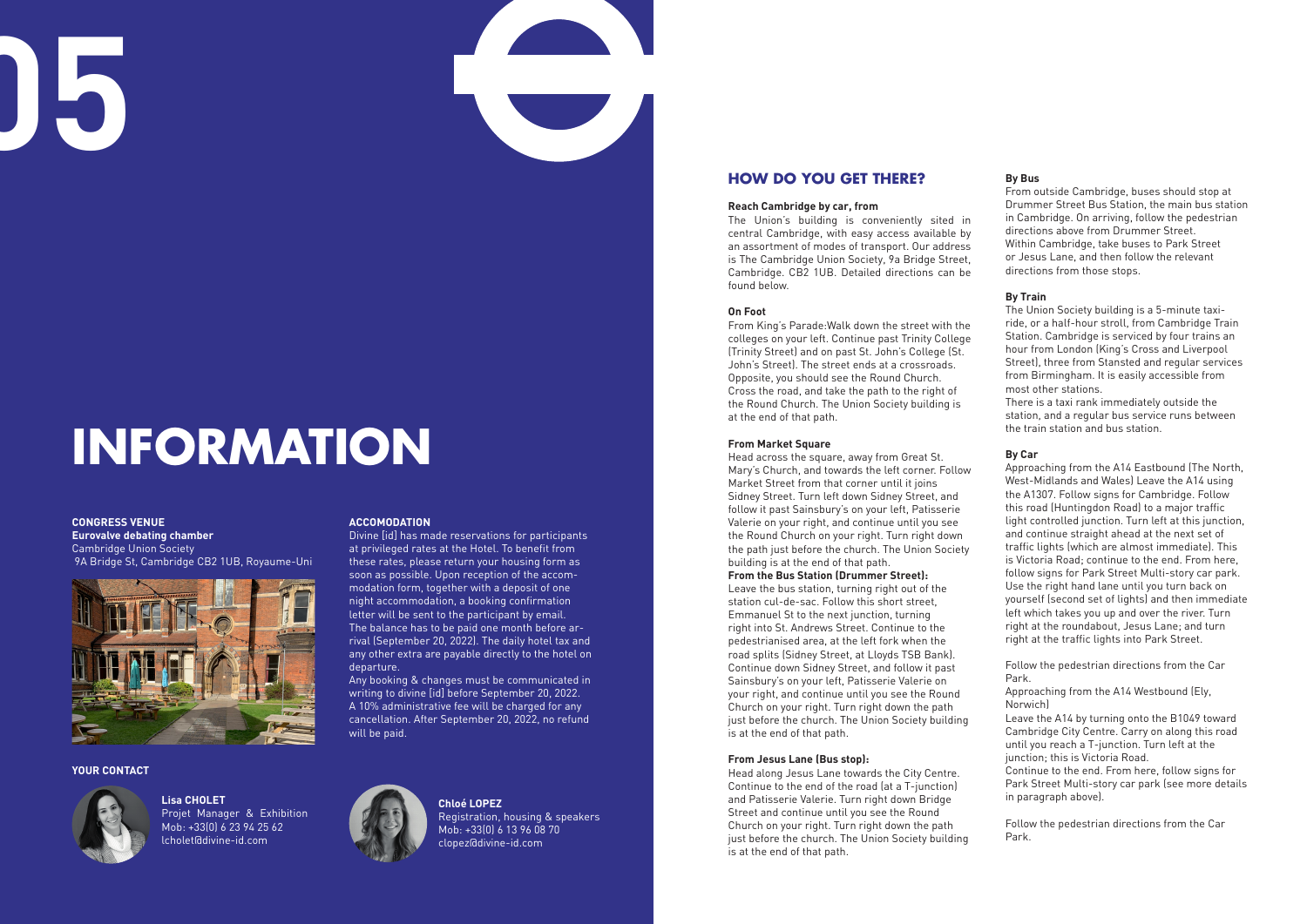# 05

# INFORMATION

**CONGRESS VENUE**
**Eurovalve debating chamber**
Cambridge Union Society
9A Bridge St, Cambridge CB2 1UB, Royaume-Uni

**ACCOMODATION**

Divine [id] has made reservations for participants at privileged rates at the Hotel. To benefit from these rates, please return your housing form as soon as possible. Upon reception of the accommodation form, together with a deposit of one night accommodation, a booking confirmation letter will be sent to the participant by email. The balance has to be paid one month before arrival (September 20, 2022). The daily hotel tax and any other extra are payable directly to the hotel on departure.

Any booking & changes must be communicated in writing to divine [id] before September 20, 2022. A 10% administrative fee will be charged for any cancellation. After September 20, 2022, no refund will be paid.

**YOUR CONTACT**

**Lisa CHOLET**
Projet Manager & Exhibition
Mob: +33(0) 6 23 94 25 62
lcholet@divine-id.com

**Chloé LOPEZ**
Registration, housing & speakers
Mob: +33(0) 6 13 96 08 70
clopez@divine-id.com

## HOW DO YOU GET THERE?

**Reach Cambridge by car, from**

The Union's building is conveniently sited in central Cambridge, with easy access available by an assortment of modes of transport. Our address is The Cambridge Union Society, 9a Bridge Street, Cambridge. CB2 1UB. Detailed directions can be found below.

**On Foot**

From King's Parade:Walk down the street with the colleges on your left. Continue past Trinity College (Trinity Street) and on past St. John's College (St. John's Street). The street ends at a crossroads. Opposite, you should see the Round Church. Cross the road, and take the path to the right of the Round Church. The Union Society building is at the end of that path.

**From Market Square**

Head across the square, away from Great St. Mary's Church, and towards the left corner. Follow Market Street from that corner until it joins Sidney Street. Turn left down Sidney Street, and follow it past Sainsbury's on your left, Patisserie Valerie on your right, and continue until you see the Round Church on your right. Turn right down the path just before the church. The Union Society building is at the end of that path.

**From the Bus Station (Drummer Street):**
Leave the bus station, turning right out of the station cul-de-sac. Follow this short street, Emmanuel St to the next junction, turning right into St. Andrews Street. Continue to the pedestrianised area, at the left fork when the road splits (Sidney Street, at Lloyds TSB Bank). Continue down Sidney Street, and follow it past Sainsbury's on your left, Patisserie Valerie on your right, and continue until you see the Round Church on your right. Turn right down the path just before the church. The Union Society building is at the end of that path.

**From Jesus Lane (Bus stop):**

Head along Jesus Lane towards the City Centre. Continue to the end of the road (at a T-junction) and Patisserie Valerie. Turn right down Bridge Street and continue until you see the Round Church on your right. Turn right down the path just before the church. The Union Society building is at the end of that path.

**By Bus**

From outside Cambridge, buses should stop at Drummer Street Bus Station, the main bus station in Cambridge. On arriving, follow the pedestrian directions above from Drummer Street.
Within Cambridge, take buses to Park Street or Jesus Lane, and then follow the relevant directions from those stops.

**By Train**

The Union Society building is a 5-minute taxi-ride, or a half-hour stroll, from Cambridge Train Station. Cambridge is serviced by four trains an hour from London (King's Cross and Liverpool Street), three from Stansted and regular services from Birmingham. It is easily accessible from most other stations.
There is a taxi rank immediately outside the station, and a regular bus service runs between the train station and bus station.

**By Car**

Approaching from the A14 Eastbound (The North, West-Midlands and Wales) Leave the A14 using the A1307. Follow signs for Cambridge. Follow this road (Huntingdon Road) to a major traffic light controlled junction. Turn left at this junction, and continue straight ahead at the next set of traffic lights (which are almost immediate). This is Victoria Road; continue to the end. From here, follow signs for Park Street Multi-story car park. Use the right hand lane until you turn back on yourself (second set of lights) and then immediate left which takes you up and over the river. Turn right at the roundabout, Jesus Lane; and turn right at the traffic lights into Park Street.

Follow the pedestrian directions from the Car Park.

Approaching from the A14 Westbound (Ely, Norwich)
Leave the A14 by turning onto the B1049 toward Cambridge City Centre. Carry on along this road until you reach a T-junction. Turn left at the junction; this is Victoria Road.
Continue to the end. From here, follow signs for Park Street Multi-story car park (see more details in paragraph above).

Follow the pedestrian directions from the Car Park.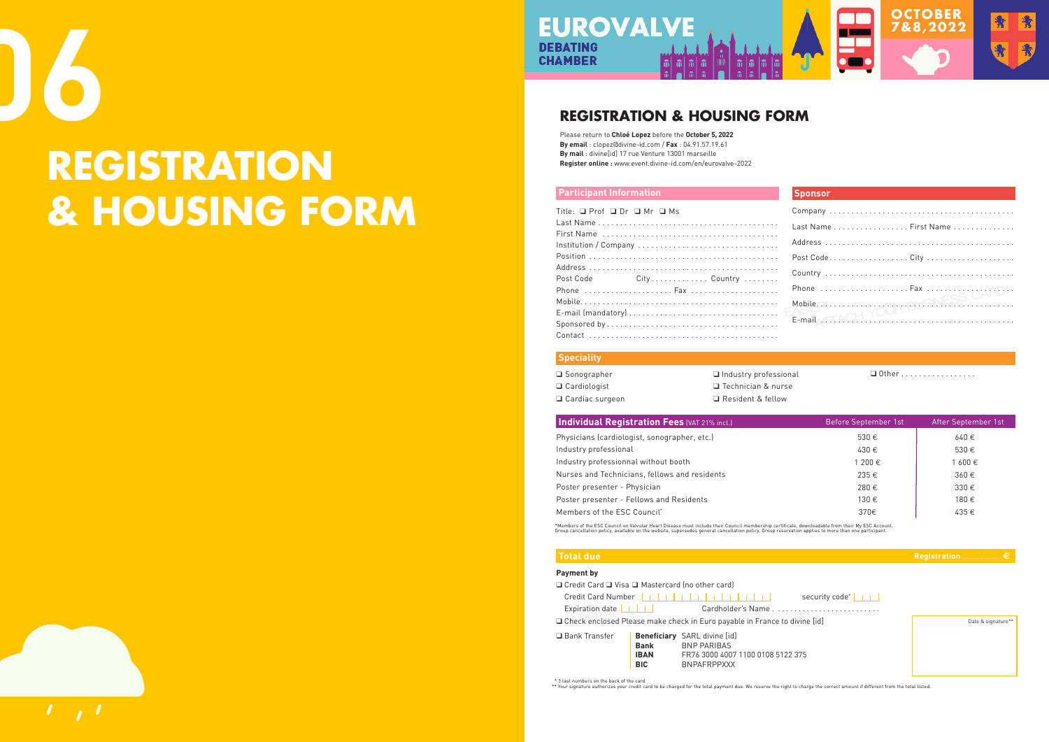06

# REGISTRATION & HOUSING FORM

EUROVALVE DEBATING CHAMBER

OCTOBER 7&8, 2022

## REGISTRATION & HOUSING FORM

Please return to **Chloé Lopez** before the **October 5, 2022**
**By email** : clopez@divine-id.com / **Fax** : 04.91.57.19.61
**By mail** : divine[id] 17 rue Venture 13001 marseille
**Register online :** www.event.divine-id.com/en/eurovalve-2022

### Participant Information

Title: ❑ Prof ❑ Dr ❑ Mr ❑ Ms
Last Name ........................................
First Name ........................................
Institution / Company ........................................
Position ........................................
Address ........................................
Post Code City ............. Country ........
Phone .................... Fax ....................
Mobile ........................................
E-mail (mandatory) ........................................
Sponsored by ........................................
Contact ........................................

### Sponsor

Company ........................................
Last Name ................. First Name ..............
Address ........................................
Post Code.................. City ....................
Country ........................................
Phone .................... Fax ....................
Mobile ........................................
E-mail ........................................

EASIER: ATTACH YOUR BUSINESS CARD!

### Speciality

❑ Sonographer
❑ Cardiologist
❑ Cardiac surgeon
❑ Industry professional
❑ Technician & nurse
❑ Resident & fellow
❑ Other .................

| **Individual Registration Fees** (VAT 21% incl.) | Before September 1st | After September 1st |
|---|---|---|
| Physicians (cardiologist, sonographer, etc.) | 530 € | 640 € |
| Industry professional | 430 € | 530 € |
| Industry professionnal without booth | 1 200 € | 1 600 € |
| Nurses and Technicians, fellows and residents | 235 € | 360 € |
| Poster presenter - Physician | 280 € | 330 € |
| Poster presenter - Fellows and Residents | 130 € | 180 € |
| Members of the ESC Council* | 370€ | 435 € |

*Members of the ESC Council on Valvular Heart Disease must include their Council membership certificate, downloadable from their My ESC Account.
Group cancellation policy, available on the website, supersedes general cancellation policy. Group reservation applies to more than one participant.

### Total due

Registration ................ €

**Payment by**

❑ Credit Card ❑ Visa ❑ Mastercard (no other card)
Credit Card Number security code*
Expiration date Cardholder's Name .........................
❑ Check enclosed Please make check in Euro payable in France to divine [id]
❑ Bank Transfer
**Beneficiary** SARL divine [id]
**Bank** BNP PARIBAS
**IBAN** FR76 3000 4007 1100 0108 5122 375
**BIC** BNPAFRPPXXX

Date & signature**

\* 3 last numbers on the back of the card
\*\* Your signature authorizes your credit card to be charged for the total payment due. We reserve the right to charge the correct amount if different from the total listed.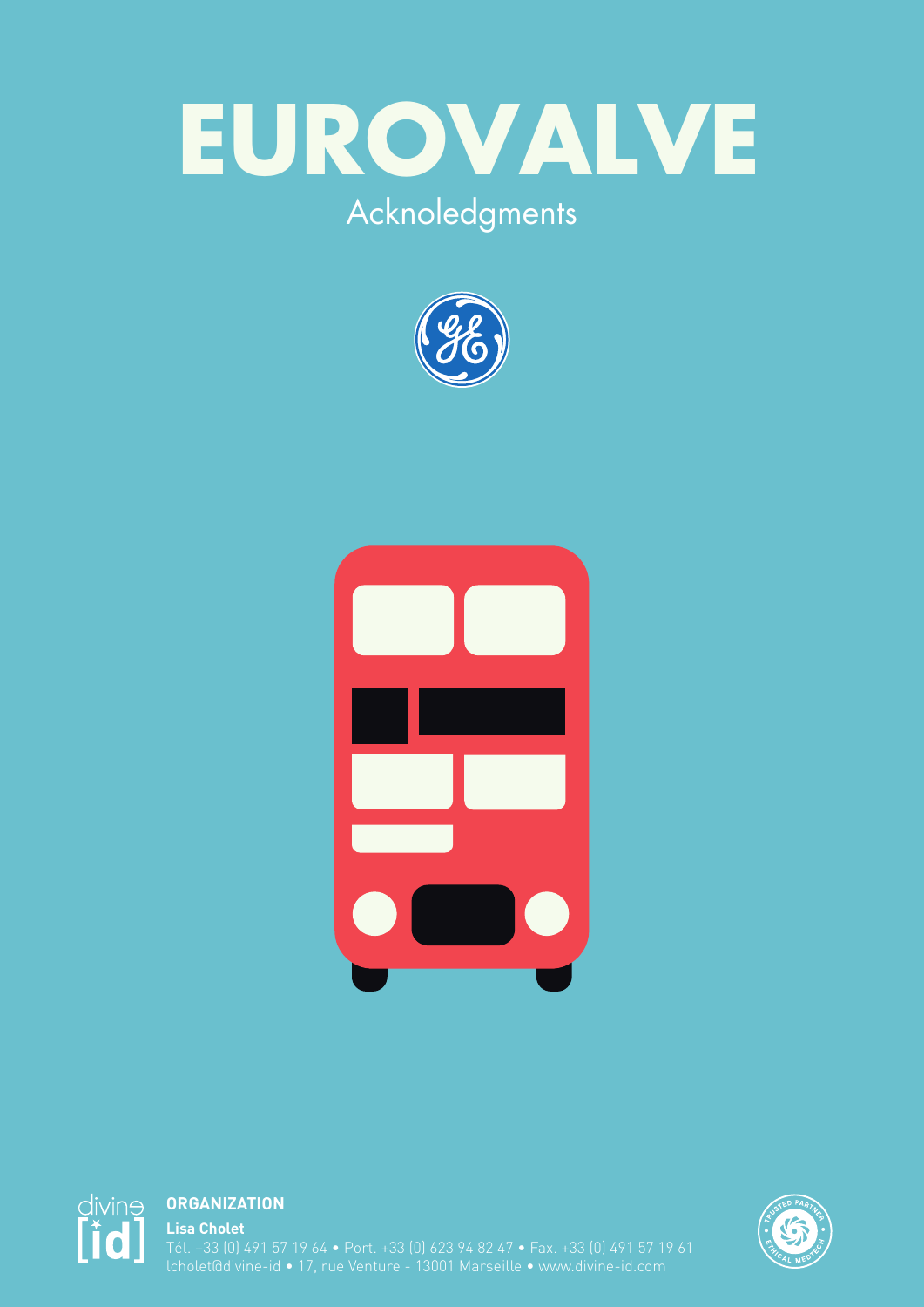# EUROVALVE

Acknoledgments

**ORGANIZATION**

**Lisa Cholet**

Tél. +33 (0) 491 57 19 64 • Port. +33 (0) 623 94 82 47 • Fax. +33 (0) 491 57 19 61

lcholet@divine-id • 17, rue Venture - 13001 Marseille • www.divine-id.com